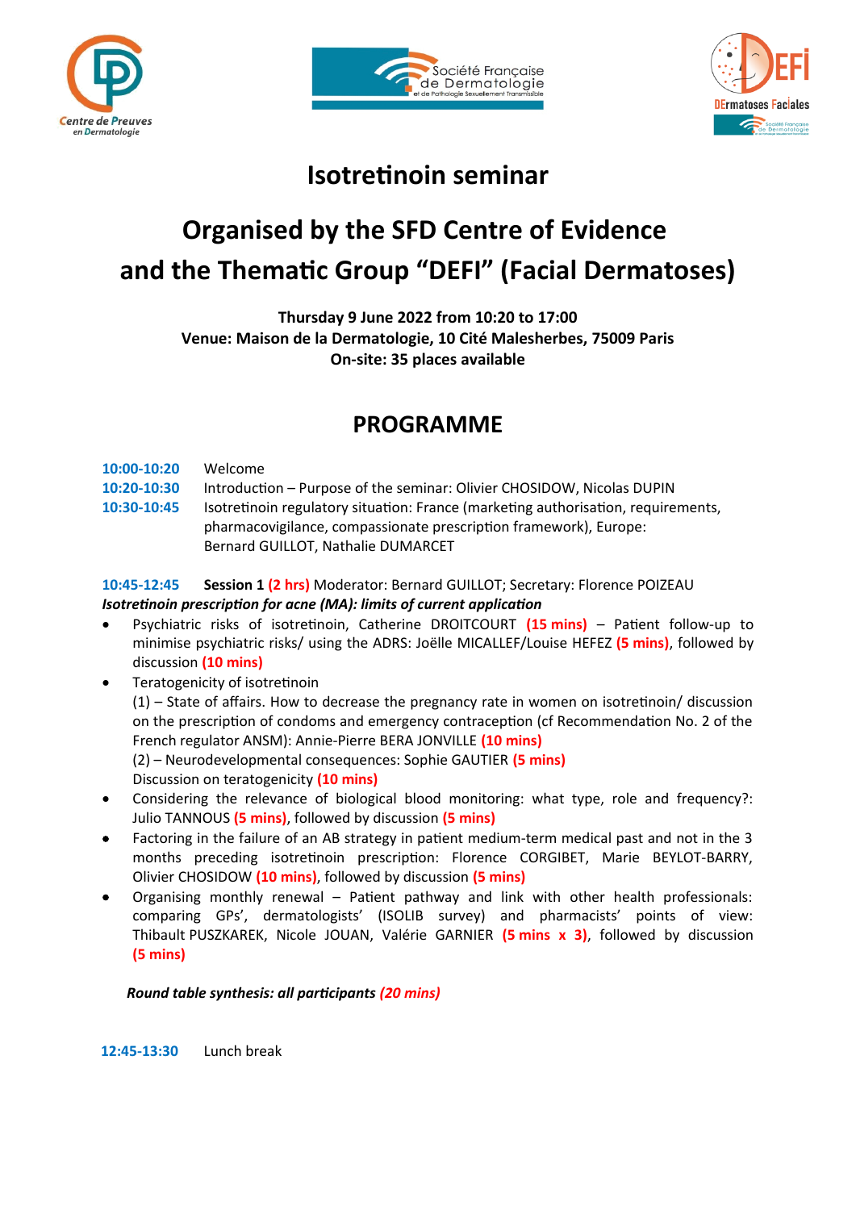# Isotretinoin seminar

## Organised by the SFD Centre of Evidence and the Thematic Group "DEFI" (Facial Dermatoses)

**Thursday 9 June 2022 from 10:20 to 17:00**
**Venue: Maison de la Dermatologie, 10 Cité Malesherbes, 75009 Paris**
**On-site: 35 places available**

## PROGRAMME

**10:00-10:20** Welcome

**10:20-10:30** Introduction – Purpose of the seminar: Olivier CHOSIDOW, Nicolas DUPIN

**10:30-10:45** Isotretinoin regulatory situation: France (marketing authorisation, requirements, pharmacovigilance, compassionate prescription framework), Europe: Bernard GUILLOT, Nathalie DUMARCET

**10:45-12:45** **Session 1** **(2 hrs)** Moderator: Bernard GUILLOT; Secretary: Florence POIZEAU

***Isotretinoin prescription for acne (MA): limits of current application***

- Psychiatric risks of isotretinoin, Catherine DROITCOURT **(15 mins)** – Patient follow-up to minimise psychiatric risks/ using the ADRS: Joëlle MICALLEF/Louise HEFEZ **(5 mins)**, followed by discussion **(10 mins)**
- Teratogenicity of isotretinoin
  (1) – State of affairs. How to decrease the pregnancy rate in women on isotretinoin/ discussion on the prescription of condoms and emergency contraception (cf Recommendation No. 2 of the French regulator ANSM): Annie-Pierre BERA JONVILLE **(10 mins)**
  (2) – Neurodevelopmental consequences: Sophie GAUTIER **(5 mins)**
  Discussion on teratogenicity **(10 mins)**
- Considering the relevance of biological blood monitoring: what type, role and frequency?: Julio TANNOUS **(5 mins)**, followed by discussion **(5 mins)**
- Factoring in the failure of an AB strategy in patient medium-term medical past and not in the 3 months preceding isotretinoin prescription: Florence CORGIBET, Marie BEYLOT-BARRY, Olivier CHOSIDOW **(10 mins)**, followed by discussion **(5 mins)**
- Organising monthly renewal – Patient pathway and link with other health professionals: comparing GPs', dermatologists' (ISOLIB survey) and pharmacists' points of view: Thibault PUSZKAREK, Nicole JOUAN, Valérie GARNIER **(5 mins x 3)**, followed by discussion **(5 mins)**

***Round table synthesis: all participants (20 mins)***

**12:45-13:30** Lunch break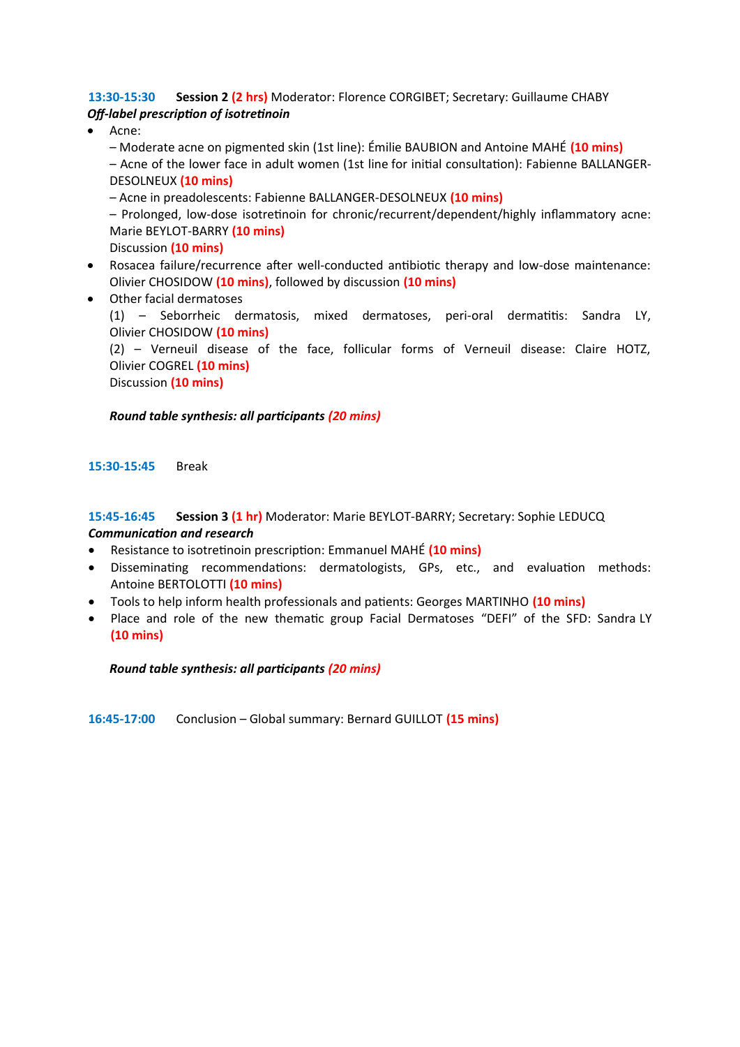**13:30-15:30** **Session 2** **(2 hrs)** Moderator: Florence CORGIBET; Secretary: Guillaume CHABY

***Off-label prescription of isotretinoin***

- Acne:
  – Moderate acne on pigmented skin (1st line): Émilie BAUBION and Antoine MAHÉ **(10 mins)**
  – Acne of the lower face in adult women (1st line for initial consultation): Fabienne BALLANGER-DESOLNEUX **(10 mins)**
  – Acne in preadolescents: Fabienne BALLANGER-DESOLNEUX **(10 mins)**
  – Prolonged, low-dose isotretinoin for chronic/recurrent/dependent/highly inflammatory acne: Marie BEYLOT-BARRY **(10 mins)**
  Discussion **(10 mins)**
- Rosacea failure/recurrence after well-conducted antibiotic therapy and low-dose maintenance: Olivier CHOSIDOW **(10 mins)**, followed by discussion **(10 mins)**
- Other facial dermatoses
  (1) – Seborrheic dermatosis, mixed dermatoses, peri-oral dermatitis: Sandra LY, Olivier CHOSIDOW **(10 mins)**
  (2) – Verneuil disease of the face, follicular forms of Verneuil disease: Claire HOTZ, Olivier COGREL **(10 mins)**
  Discussion **(10 mins)**

***Round table synthesis: all participants (20 mins)***

**15:30-15:45** Break

**15:45-16:45** **Session 3** **(1 hr)** Moderator: Marie BEYLOT-BARRY; Secretary: Sophie LEDUCQ

***Communication and research***

- Resistance to isotretinoin prescription: Emmanuel MAHÉ **(10 mins)**
- Disseminating recommendations: dermatologists, GPs, etc., and evaluation methods: Antoine BERTOLOTTI **(10 mins)**
- Tools to help inform health professionals and patients: Georges MARTINHO **(10 mins)**
- Place and role of the new thematic group Facial Dermatoses “DEFI” of the SFD: Sandra LY **(10 mins)**

***Round table synthesis: all participants (20 mins)***

**16:45-17:00** Conclusion – Global summary: Bernard GUILLOT **(15 mins)**